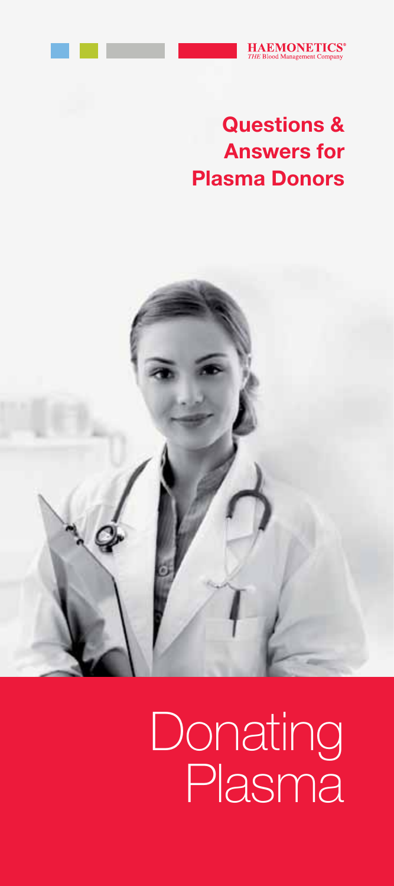HAEMONETICS®
*THE* Blood Management Company

# Questions & Answers for Plasma Donors

# Donating Plasma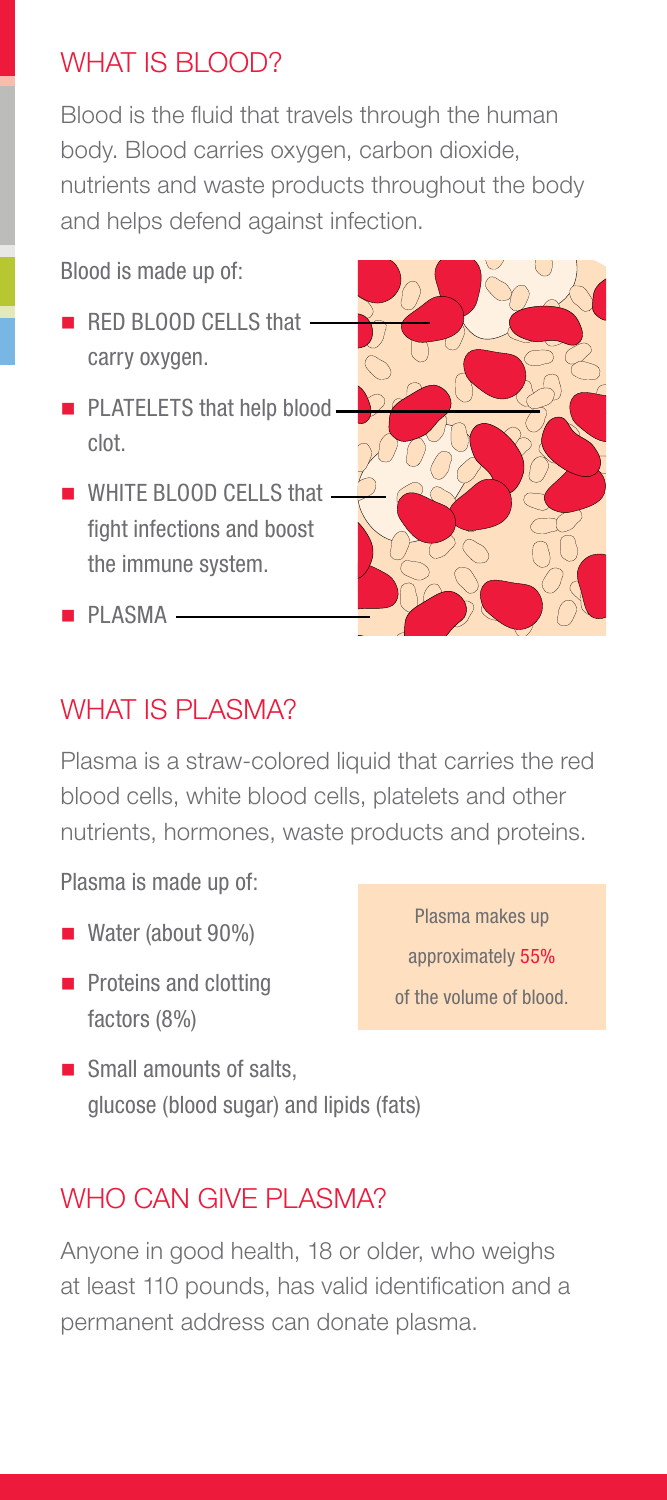## WHAT IS BLOOD?

Blood is the fluid that travels through the human body. Blood carries oxygen, carbon dioxide, nutrients and waste products throughout the body and helps defend against infection.

Blood is made up of:

- RED BLOOD CELLS that carry oxygen.
- PLATELETS that help blood clot.
- WHITE BLOOD CELLS that fight infections and boost the immune system.
- PLASMA

## WHAT IS PLASMA?

Plasma is a straw-colored liquid that carries the red blood cells, white blood cells, platelets and other nutrients, hormones, waste products and proteins.

Plasma is made up of:

- Water (about 90%)
- Proteins and clotting factors (8%)
- Small amounts of salts, glucose (blood sugar) and lipids (fats)

Plasma makes up approximately 55% of the volume of blood.

## WHO CAN GIVE PLASMA?

Anyone in good health, 18 or older, who weighs at least 110 pounds, has valid identification and a permanent address can donate plasma.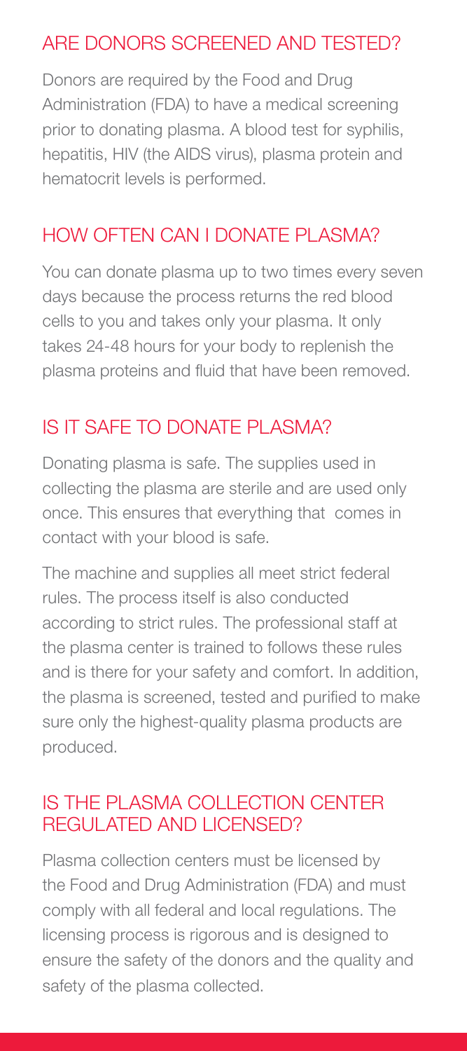## ARE DONORS SCREENED AND TESTED?

Donors are required by the Food and Drug Administration (FDA) to have a medical screening prior to donating plasma. A blood test for syphilis, hepatitis, HIV (the AIDS virus), plasma protein and hematocrit levels is performed.

## HOW OFTEN CAN I DONATE PLASMA?

You can donate plasma up to two times every seven days because the process returns the red blood cells to you and takes only your plasma. It only takes 24-48 hours for your body to replenish the plasma proteins and fluid that have been removed.

## IS IT SAFE TO DONATE PLASMA?

Donating plasma is safe. The supplies used in collecting the plasma are sterile and are used only once. This ensures that everything that comes in contact with your blood is safe.

The machine and supplies all meet strict federal rules. The process itself is also conducted according to strict rules. The professional staff at the plasma center is trained to follows these rules and is there for your safety and comfort. In addition, the plasma is screened, tested and purified to make sure only the highest-quality plasma products are produced.

## IS THE PLASMA COLLECTION CENTER REGULATED AND LICENSED?

Plasma collection centers must be licensed by the Food and Drug Administration (FDA) and must comply with all federal and local regulations. The licensing process is rigorous and is designed to ensure the safety of the donors and the quality and safety of the plasma collected.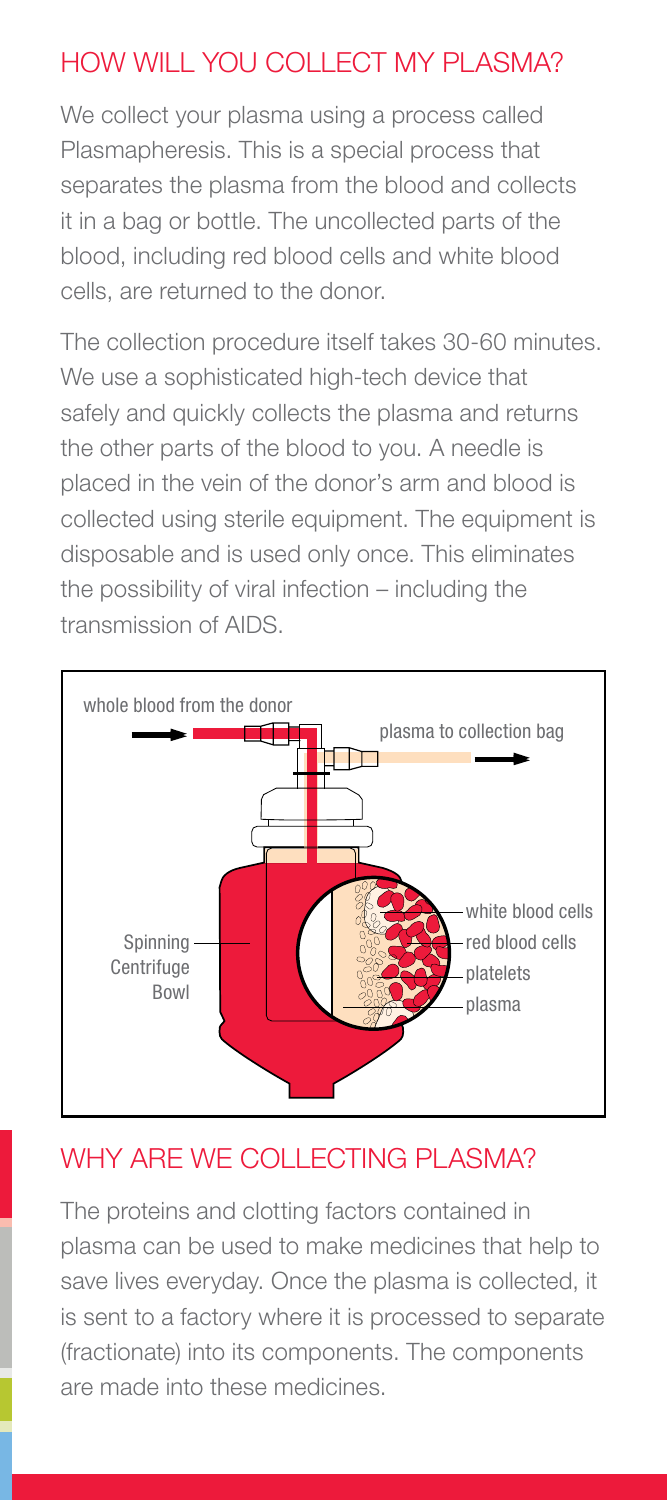## HOW WILL YOU COLLECT MY PLASMA?

We collect your plasma using a process called Plasmapheresis. This is a special process that separates the plasma from the blood and collects it in a bag or bottle. The uncollected parts of the blood, including red blood cells and white blood cells, are returned to the donor.

The collection procedure itself takes 30-60 minutes. We use a sophisticated high-tech device that safely and quickly collects the plasma and returns the other parts of the blood to you. A needle is placed in the vein of the donor's arm and blood is collected using sterile equipment. The equipment is disposable and is used only once. This eliminates the possibility of viral infection – including the transmission of AIDS.

## WHY ARE WE COLLECTING PLASMA?

The proteins and clotting factors contained in plasma can be used to make medicines that help to save lives everyday. Once the plasma is collected, it is sent to a factory where it is processed to separate (fractionate) into its components. The components are made into these medicines.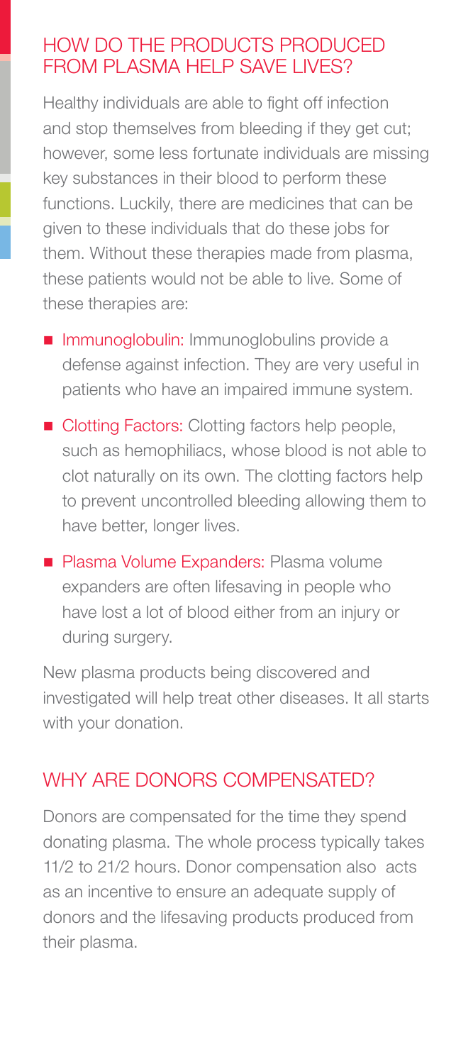## HOW DO THE PRODUCTS PRODUCED FROM PLASMA HELP SAVE LIVES?

Healthy individuals are able to fight off infection and stop themselves from bleeding if they get cut; however, some less fortunate individuals are missing key substances in their blood to perform these functions. Luckily, there are medicines that can be given to these individuals that do these jobs for them. Without these therapies made from plasma, these patients would not be able to live. Some of these therapies are:

- Immunoglobulin: Immunoglobulins provide a defense against infection. They are very useful in patients who have an impaired immune system.
- Clotting Factors: Clotting factors help people, such as hemophiliacs, whose blood is not able to clot naturally on its own. The clotting factors help to prevent uncontrolled bleeding allowing them to have better, longer lives.
- Plasma Volume Expanders: Plasma volume expanders are often lifesaving in people who have lost a lot of blood either from an injury or during surgery.

New plasma products being discovered and investigated will help treat other diseases. It all starts with your donation.

## WHY ARE DONORS COMPENSATED?

Donors are compensated for the time they spend donating plasma. The whole process typically takes 11/2 to 21/2 hours. Donor compensation also acts as an incentive to ensure an adequate supply of donors and the lifesaving products produced from their plasma.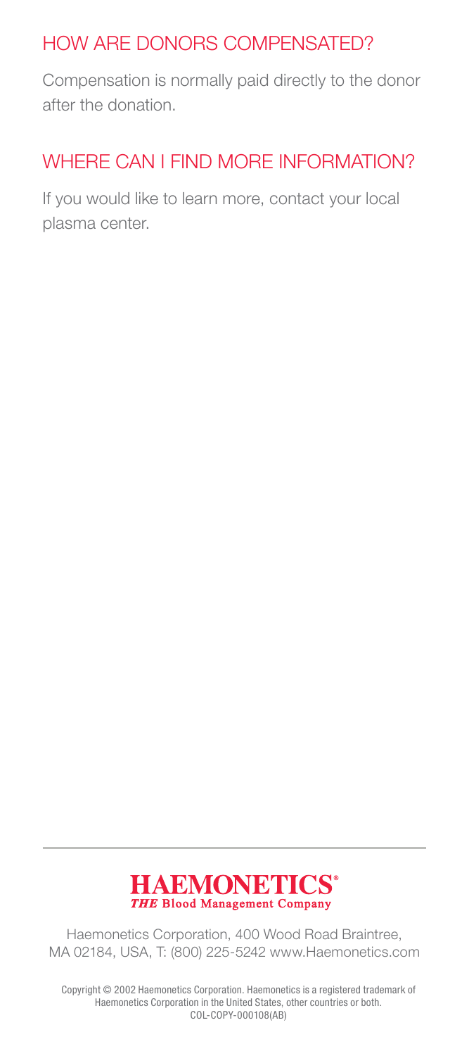## HOW ARE DONORS COMPENSATED?

Compensation is normally paid directly to the donor after the donation.

## WHERE CAN I FIND MORE INFORMATION?

If you would like to learn more, contact your local plasma center.

---

**HAEMONETICS®**
***THE* Blood Management Company**

Haemonetics Corporation, 400 Wood Road Braintree, MA 02184, USA, T: (800) 225-5242 www.Haemonetics.com

Copyright © 2002 Haemonetics Corporation. Haemonetics is a registered trademark of Haemonetics Corporation in the United States, other countries or both.
COL-COPY-000108(AB)